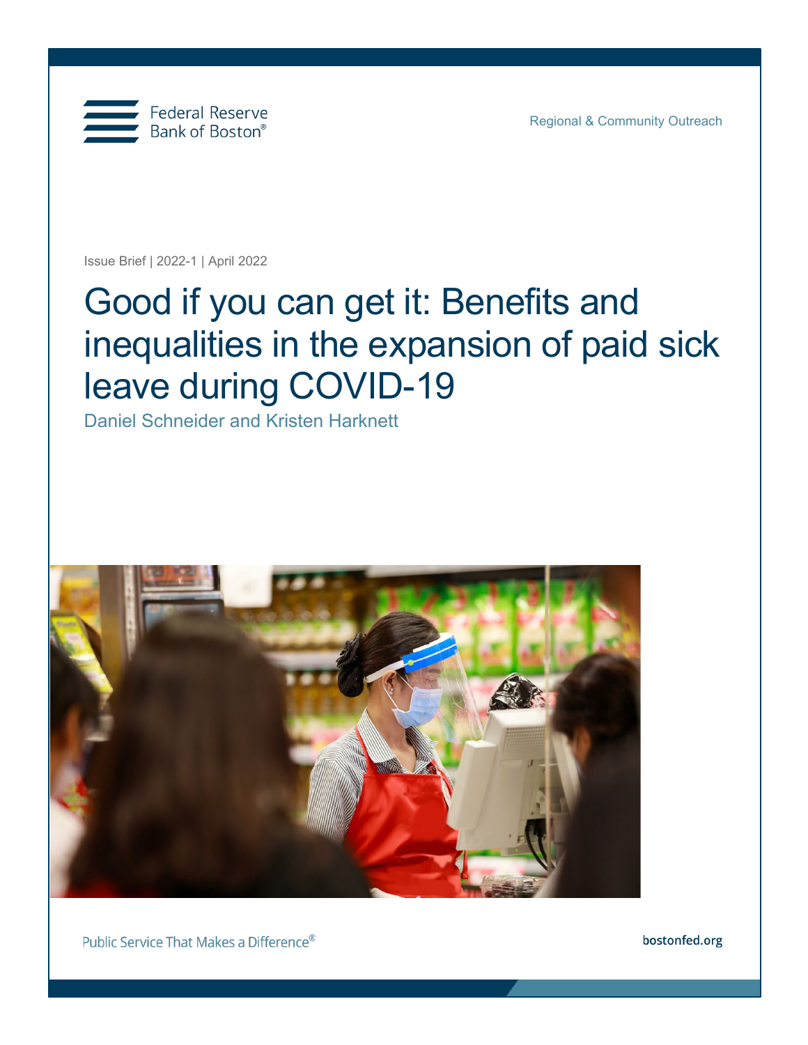Federal Reserve Bank of Boston®

Regional & Community Outreach

Issue Brief | 2022-1 | April 2022

# Good if you can get it: Benefits and inequalities in the expansion of paid sick leave during COVID-19

Daniel Schneider and Kristen Harknett

Public Service That Makes a Difference®

bostonfed.org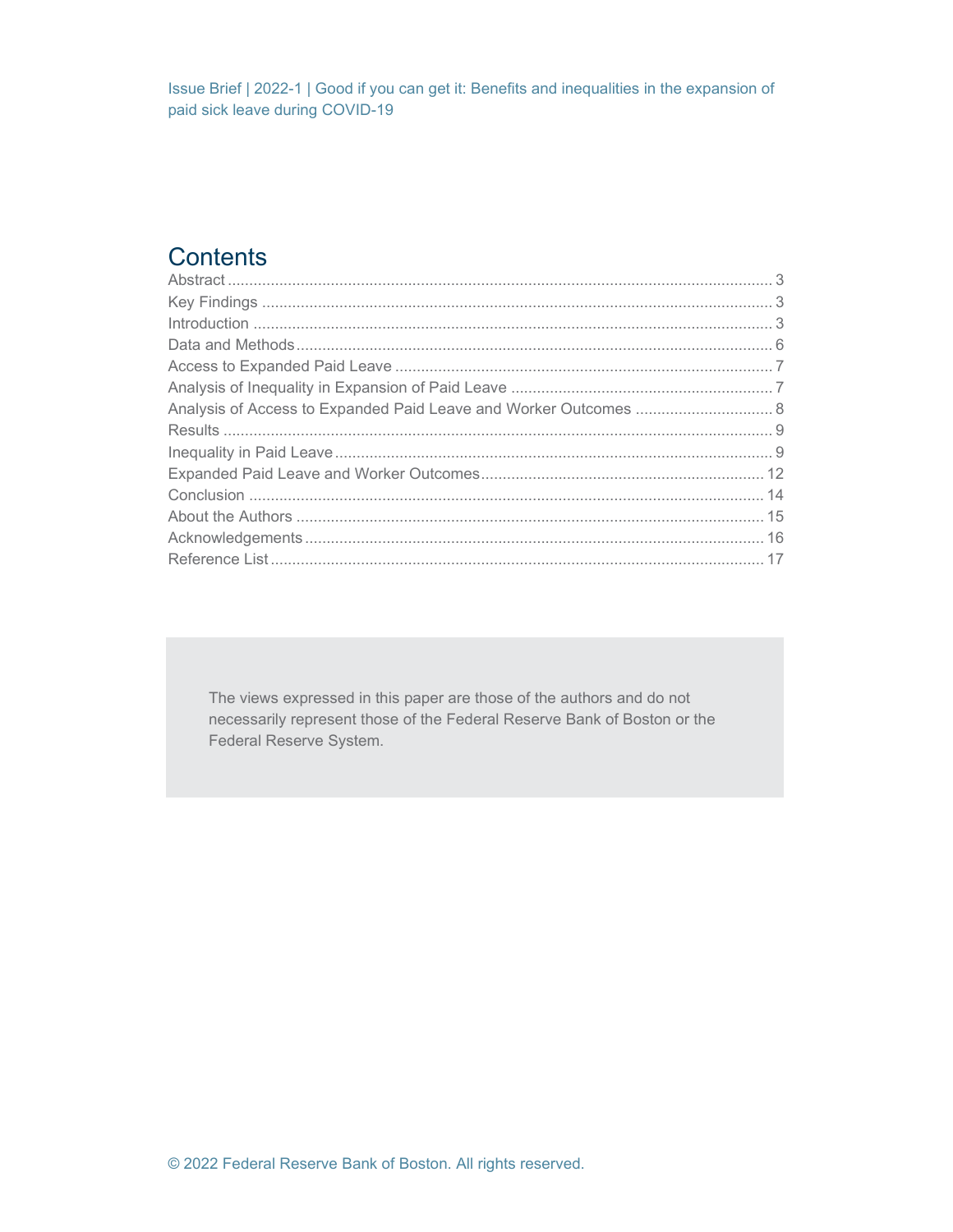## Contents

Abstract ... 3
Key Findings ... 3
Introduction ... 3
Data and Methods ... 6
Access to Expanded Paid Leave ... 7
Analysis of Inequality in Expansion of Paid Leave ... 7
Analysis of Access to Expanded Paid Leave and Worker Outcomes ... 8
Results ... 9
Inequality in Paid Leave ... 9
Expanded Paid Leave and Worker Outcomes ... 12
Conclusion ... 14
About the Authors ... 15
Acknowledgements ... 16
Reference List ... 17

The views expressed in this paper are those of the authors and do not necessarily represent those of the Federal Reserve Bank of Boston or the Federal Reserve System.

© 2022 Federal Reserve Bank of Boston. All rights reserved.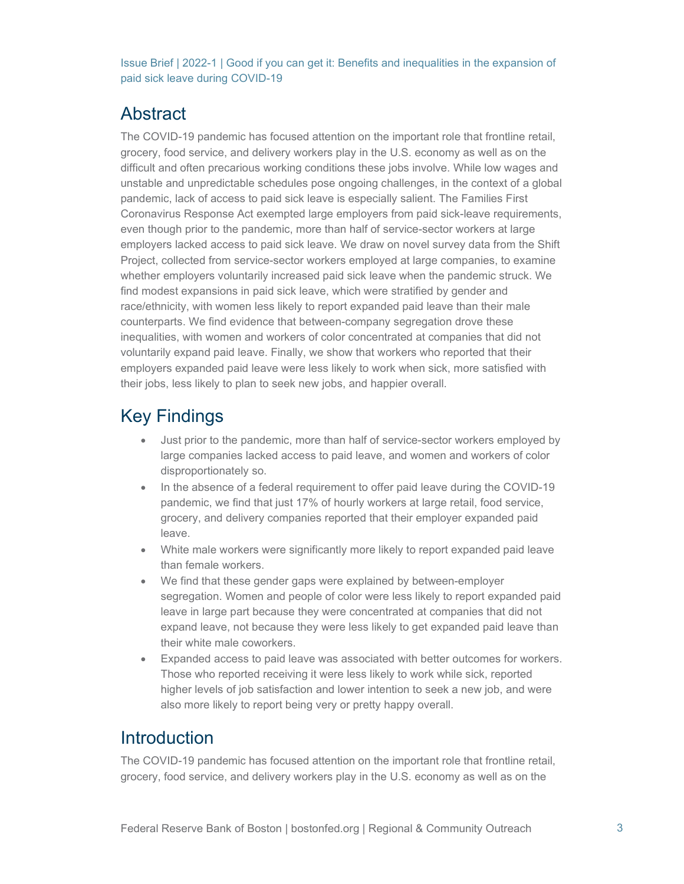## Abstract

The COVID-19 pandemic has focused attention on the important role that frontline retail, grocery, food service, and delivery workers play in the U.S. economy as well as on the difficult and often precarious working conditions these jobs involve. While low wages and unstable and unpredictable schedules pose ongoing challenges, in the context of a global pandemic, lack of access to paid sick leave is especially salient. The Families First Coronavirus Response Act exempted large employers from paid sick-leave requirements, even though prior to the pandemic, more than half of service-sector workers at large employers lacked access to paid sick leave. We draw on novel survey data from the Shift Project, collected from service-sector workers employed at large companies, to examine whether employers voluntarily increased paid sick leave when the pandemic struck. We find modest expansions in paid sick leave, which were stratified by gender and race/ethnicity, with women less likely to report expanded paid leave than their male counterparts. We find evidence that between-company segregation drove these inequalities, with women and workers of color concentrated at companies that did not voluntarily expand paid leave. Finally, we show that workers who reported that their employers expanded paid leave were less likely to work when sick, more satisfied with their jobs, less likely to plan to seek new jobs, and happier overall.

## Key Findings

- Just prior to the pandemic, more than half of service-sector workers employed by large companies lacked access to paid leave, and women and workers of color disproportionately so.
- In the absence of a federal requirement to offer paid leave during the COVID-19 pandemic, we find that just 17% of hourly workers at large retail, food service, grocery, and delivery companies reported that their employer expanded paid leave.
- White male workers were significantly more likely to report expanded paid leave than female workers.
- We find that these gender gaps were explained by between-employer segregation. Women and people of color were less likely to report expanded paid leave in large part because they were concentrated at companies that did not expand leave, not because they were less likely to get expanded paid leave than their white male coworkers.
- Expanded access to paid leave was associated with better outcomes for workers. Those who reported receiving it were less likely to work while sick, reported higher levels of job satisfaction and lower intention to seek a new job, and were also more likely to report being very or pretty happy overall.

## Introduction

The COVID-19 pandemic has focused attention on the important role that frontline retail, grocery, food service, and delivery workers play in the U.S. economy as well as on the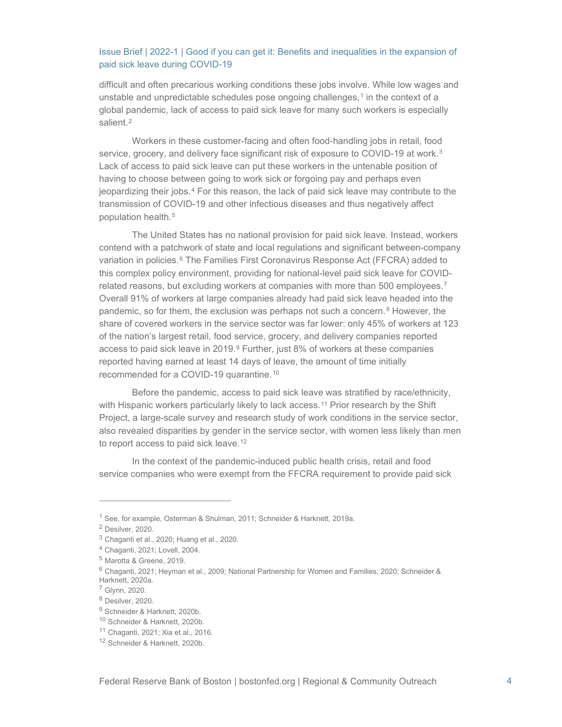difficult and often precarious working conditions these jobs involve. While low wages and unstable and unpredictable schedules pose ongoing challenges,[1] in the context of a global pandemic, lack of access to paid sick leave for many such workers is especially salient.[2]

Workers in these customer-facing and often food-handling jobs in retail, food service, grocery, and delivery face significant risk of exposure to COVID-19 at work.[3] Lack of access to paid sick leave can put these workers in the untenable position of having to choose between going to work sick or forgoing pay and perhaps even jeopardizing their jobs.[4] For this reason, the lack of paid sick leave may contribute to the transmission of COVID-19 and other infectious diseases and thus negatively affect population health.[5]

The United States has no national provision for paid sick leave. Instead, workers contend with a patchwork of state and local regulations and significant between-company variation in policies.[6] The Families First Coronavirus Response Act (FFCRA) added to this complex policy environment, providing for national-level paid sick leave for COVID-related reasons, but excluding workers at companies with more than 500 employees.[7] Overall 91% of workers at large companies already had paid sick leave headed into the pandemic, so for them, the exclusion was perhaps not such a concern.[8] However, the share of covered workers in the service sector was far lower: only 45% of workers at 123 of the nation's largest retail, food service, grocery, and delivery companies reported access to paid sick leave in 2019.[9] Further, just 8% of workers at these companies reported having earned at least 14 days of leave, the amount of time initially recommended for a COVID-19 quarantine.[10]

Before the pandemic, access to paid sick leave was stratified by race/ethnicity, with Hispanic workers particularly likely to lack access.[11] Prior research by the Shift Project, a large-scale survey and research study of work conditions in the service sector, also revealed disparities by gender in the service sector, with women less likely than men to report access to paid sick leave.[12]

In the context of the pandemic-induced public health crisis, retail and food service companies who were exempt from the FFCRA requirement to provide paid sick

---

[1] See, for example, Osterman & Shulman, 2011; Schneider & Harknett, 2019a.

[2] Desilver, 2020.

[3] Chaganti et al., 2020; Huang et al., 2020.

[4] Chaganti, 2021; Lovell, 2004.

[5] Marotta & Greene, 2019.

[6] Chaganti, 2021; Heyman et al., 2009; National Partnership for Women and Families, 2020; Schneider & Harknett, 2020a.

[7] Glynn, 2020.

[8] Desilver, 2020.

[9] Schneider & Harknett, 2020b.

[10] Schneider & Harknett, 2020b.

[11] Chaganti, 2021; Xia et al., 2016.

[12] Schneider & Harknett, 2020b.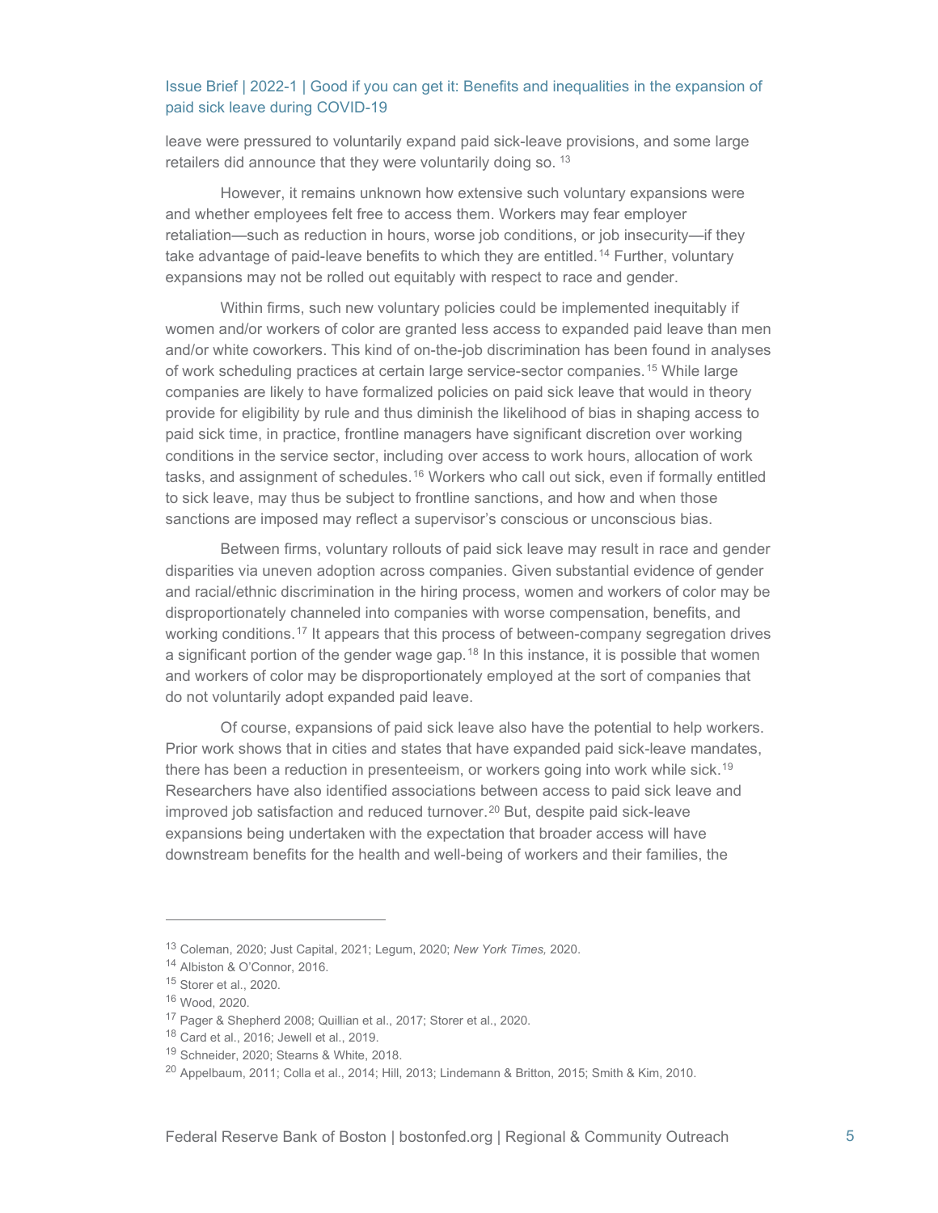leave were pressured to voluntarily expand paid sick-leave provisions, and some large retailers did announce that they were voluntarily doing so.[13]

However, it remains unknown how extensive such voluntary expansions were and whether employees felt free to access them. Workers may fear employer retaliation—such as reduction in hours, worse job conditions, or job insecurity—if they take advantage of paid-leave benefits to which they are entitled.[14] Further, voluntary expansions may not be rolled out equitably with respect to race and gender.

Within firms, such new voluntary policies could be implemented inequitably if women and/or workers of color are granted less access to expanded paid leave than men and/or white coworkers. This kind of on-the-job discrimination has been found in analyses of work scheduling practices at certain large service-sector companies.[15] While large companies are likely to have formalized policies on paid sick leave that would in theory provide for eligibility by rule and thus diminish the likelihood of bias in shaping access to paid sick time, in practice, frontline managers have significant discretion over working conditions in the service sector, including over access to work hours, allocation of work tasks, and assignment of schedules.[16] Workers who call out sick, even if formally entitled to sick leave, may thus be subject to frontline sanctions, and how and when those sanctions are imposed may reflect a supervisor's conscious or unconscious bias.

Between firms, voluntary rollouts of paid sick leave may result in race and gender disparities via uneven adoption across companies. Given substantial evidence of gender and racial/ethnic discrimination in the hiring process, women and workers of color may be disproportionately channeled into companies with worse compensation, benefits, and working conditions.[17] It appears that this process of between-company segregation drives a significant portion of the gender wage gap.[18] In this instance, it is possible that women and workers of color may be disproportionately employed at the sort of companies that do not voluntarily adopt expanded paid leave.

Of course, expansions of paid sick leave also have the potential to help workers. Prior work shows that in cities and states that have expanded paid sick-leave mandates, there has been a reduction in presenteeism, or workers going into work while sick.[19] Researchers have also identified associations between access to paid sick leave and improved job satisfaction and reduced turnover.[20] But, despite paid sick-leave expansions being undertaken with the expectation that broader access will have downstream benefits for the health and well-being of workers and their families, the

---

[13] Coleman, 2020; Just Capital, 2021; Legum, 2020; *New York Times,* 2020.

[14] Albiston & O'Connor, 2016.

[15] Storer et al., 2020.

[16] Wood, 2020.

[17] Pager & Shepherd 2008; Quillian et al., 2017; Storer et al., 2020.

[18] Card et al., 2016; Jewell et al., 2019.

[19] Schneider, 2020; Stearns & White, 2018.

[20] Appelbaum, 2011; Colla et al., 2014; Hill, 2013; Lindemann & Britton, 2015; Smith & Kim, 2010.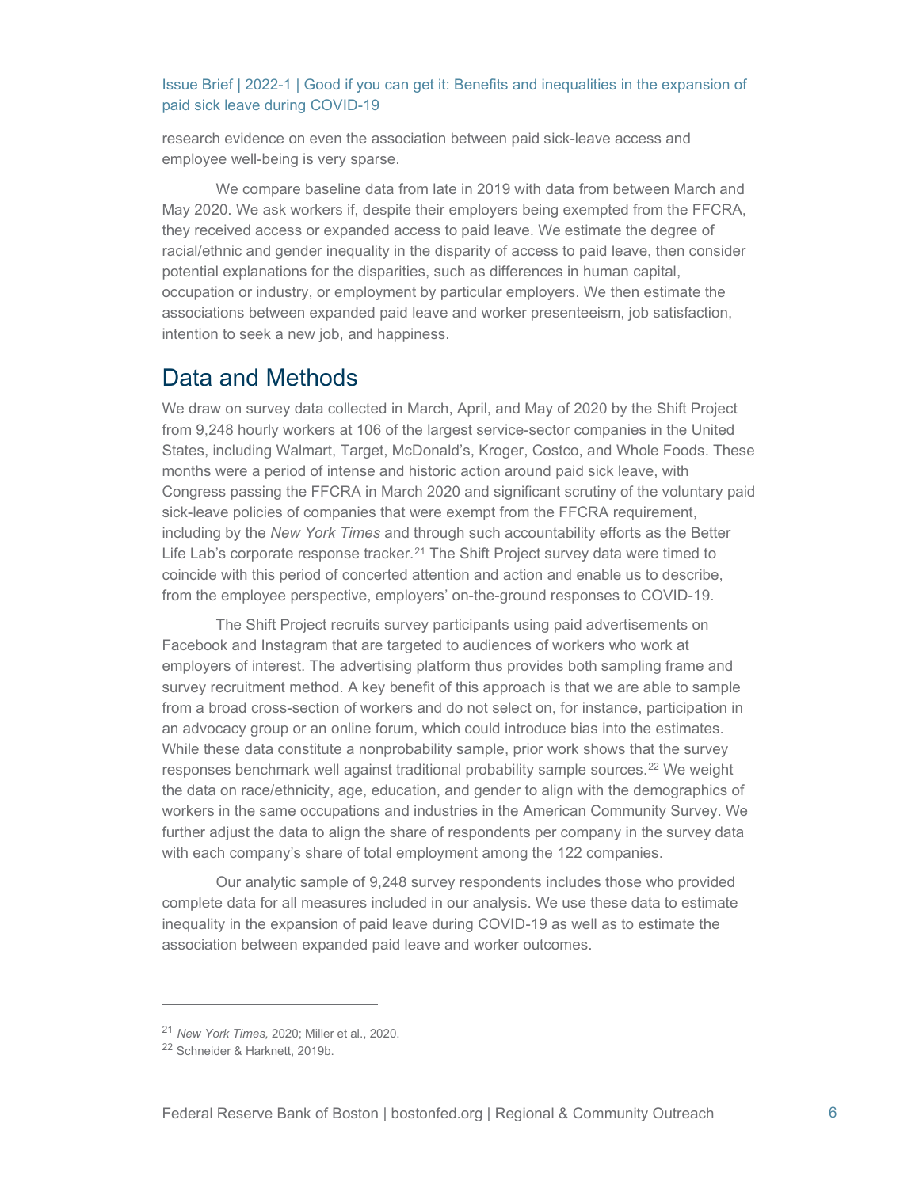research evidence on even the association between paid sick-leave access and employee well-being is very sparse.

We compare baseline data from late in 2019 with data from between March and May 2020. We ask workers if, despite their employers being exempted from the FFCRA, they received access or expanded access to paid leave. We estimate the degree of racial/ethnic and gender inequality in the disparity of access to paid leave, then consider potential explanations for the disparities, such as differences in human capital, occupation or industry, or employment by particular employers. We then estimate the associations between expanded paid leave and worker presenteeism, job satisfaction, intention to seek a new job, and happiness.

## Data and Methods

We draw on survey data collected in March, April, and May of 2020 by the Shift Project from 9,248 hourly workers at 106 of the largest service-sector companies in the United States, including Walmart, Target, McDonald's, Kroger, Costco, and Whole Foods. These months were a period of intense and historic action around paid sick leave, with Congress passing the FFCRA in March 2020 and significant scrutiny of the voluntary paid sick-leave policies of companies that were exempt from the FFCRA requirement, including by the *New York Times* and through such accountability efforts as the Better Life Lab's corporate response tracker.[21] The Shift Project survey data were timed to coincide with this period of concerted attention and action and enable us to describe, from the employee perspective, employers' on-the-ground responses to COVID-19.

The Shift Project recruits survey participants using paid advertisements on Facebook and Instagram that are targeted to audiences of workers who work at employers of interest. The advertising platform thus provides both sampling frame and survey recruitment method. A key benefit of this approach is that we are able to sample from a broad cross-section of workers and do not select on, for instance, participation in an advocacy group or an online forum, which could introduce bias into the estimates. While these data constitute a nonprobability sample, prior work shows that the survey responses benchmark well against traditional probability sample sources.[22] We weight the data on race/ethnicity, age, education, and gender to align with the demographics of workers in the same occupations and industries in the American Community Survey. We further adjust the data to align the share of respondents per company in the survey data with each company's share of total employment among the 122 companies.

Our analytic sample of 9,248 survey respondents includes those who provided complete data for all measures included in our analysis. We use these data to estimate inequality in the expansion of paid leave during COVID-19 as well as to estimate the association between expanded paid leave and worker outcomes.

---

[21] *New York Times,* 2020; Miller et al., 2020.

[22] Schneider & Harknett, 2019b.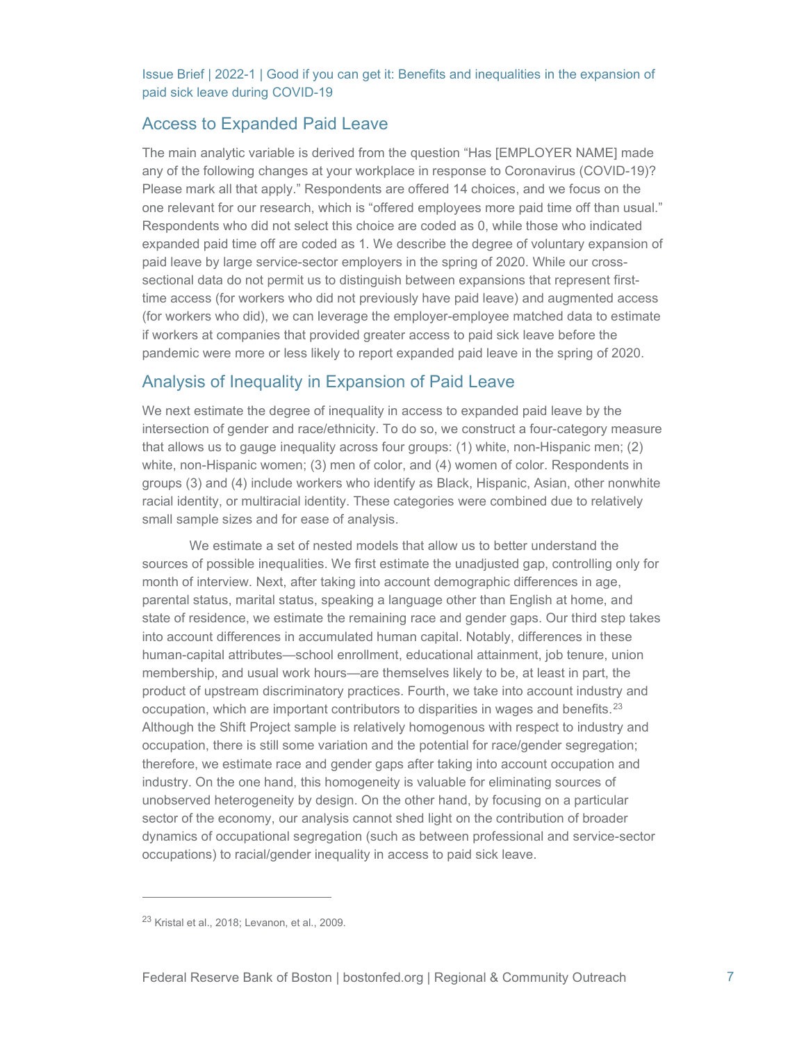## Access to Expanded Paid Leave

The main analytic variable is derived from the question "Has [EMPLOYER NAME] made any of the following changes at your workplace in response to Coronavirus (COVID-19)? Please mark all that apply." Respondents are offered 14 choices, and we focus on the one relevant for our research, which is "offered employees more paid time off than usual." Respondents who did not select this choice are coded as 0, while those who indicated expanded paid time off are coded as 1. We describe the degree of voluntary expansion of paid leave by large service-sector employers in the spring of 2020. While our cross-sectional data do not permit us to distinguish between expansions that represent first-time access (for workers who did not previously have paid leave) and augmented access (for workers who did), we can leverage the employer-employee matched data to estimate if workers at companies that provided greater access to paid sick leave before the pandemic were more or less likely to report expanded paid leave in the spring of 2020.

## Analysis of Inequality in Expansion of Paid Leave

We next estimate the degree of inequality in access to expanded paid leave by the intersection of gender and race/ethnicity. To do so, we construct a four-category measure that allows us to gauge inequality across four groups: (1) white, non-Hispanic men; (2) white, non-Hispanic women; (3) men of color, and (4) women of color. Respondents in groups (3) and (4) include workers who identify as Black, Hispanic, Asian, other nonwhite racial identity, or multiracial identity. These categories were combined due to relatively small sample sizes and for ease of analysis.

We estimate a set of nested models that allow us to better understand the sources of possible inequalities. We first estimate the unadjusted gap, controlling only for month of interview. Next, after taking into account demographic differences in age, parental status, marital status, speaking a language other than English at home, and state of residence, we estimate the remaining race and gender gaps. Our third step takes into account differences in accumulated human capital. Notably, differences in these human-capital attributes—school enrollment, educational attainment, job tenure, union membership, and usual work hours—are themselves likely to be, at least in part, the product of upstream discriminatory practices. Fourth, we take into account industry and occupation, which are important contributors to disparities in wages and benefits.[23] Although the Shift Project sample is relatively homogenous with respect to industry and occupation, there is still some variation and the potential for race/gender segregation; therefore, we estimate race and gender gaps after taking into account occupation and industry. On the one hand, this homogeneity is valuable for eliminating sources of unobserved heterogeneity by design. On the other hand, by focusing on a particular sector of the economy, our analysis cannot shed light on the contribution of broader dynamics of occupational segregation (such as between professional and service-sector occupations) to racial/gender inequality in access to paid sick leave.

[23] Kristal et al., 2018; Levanon, et al., 2009.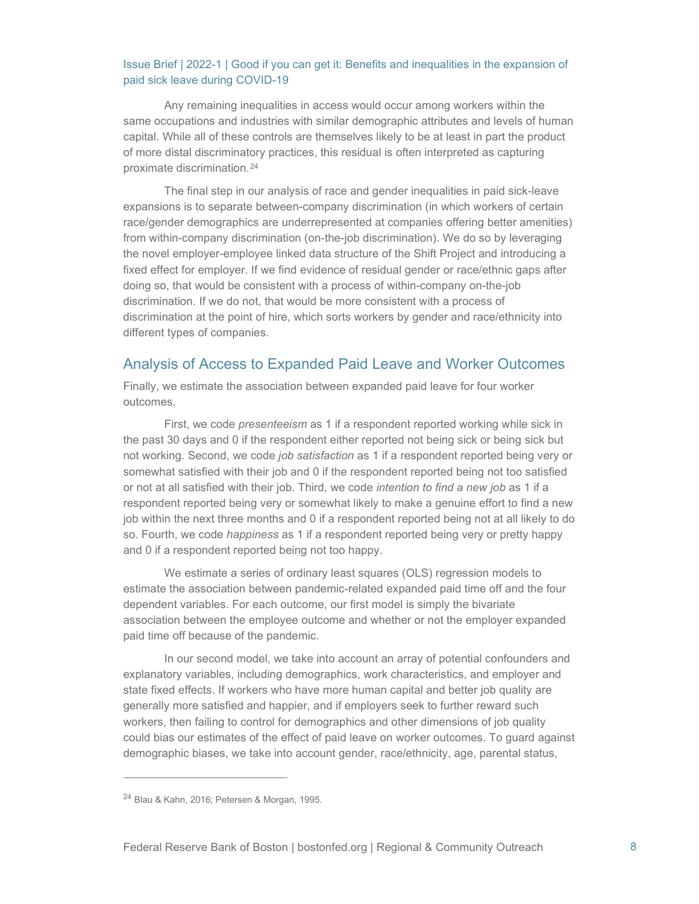Any remaining inequalities in access would occur among workers within the same occupations and industries with similar demographic attributes and levels of human capital. While all of these controls are themselves likely to be at least in part the product of more distal discriminatory practices, this residual is often interpreted as capturing proximate discrimination.[24]

The final step in our analysis of race and gender inequalities in paid sick-leave expansions is to separate between-company discrimination (in which workers of certain race/gender demographics are underrepresented at companies offering better amenities) from within-company discrimination (on-the-job discrimination). We do so by leveraging the novel employer-employee linked data structure of the Shift Project and introducing a fixed effect for employer. If we find evidence of residual gender or race/ethnic gaps after doing so, that would be consistent with a process of within-company on-the-job discrimination. If we do not, that would be more consistent with a process of discrimination at the point of hire, which sorts workers by gender and race/ethnicity into different types of companies.

## Analysis of Access to Expanded Paid Leave and Worker Outcomes

Finally, we estimate the association between expanded paid leave for four worker outcomes.

First, we code *presenteeism* as 1 if a respondent reported working while sick in the past 30 days and 0 if the respondent either reported not being sick or being sick but not working. Second, we code *job satisfaction* as 1 if a respondent reported being very or somewhat satisfied with their job and 0 if the respondent reported being not too satisfied or not at all satisfied with their job. Third, we code *intention to find a new job* as 1 if a respondent reported being very or somewhat likely to make a genuine effort to find a new job within the next three months and 0 if a respondent reported being not at all likely to do so. Fourth, we code *happiness* as 1 if a respondent reported being very or pretty happy and 0 if a respondent reported being not too happy.

We estimate a series of ordinary least squares (OLS) regression models to estimate the association between pandemic-related expanded paid time off and the four dependent variables. For each outcome, our first model is simply the bivariate association between the employee outcome and whether or not the employer expanded paid time off because of the pandemic.

In our second model, we take into account an array of potential confounders and explanatory variables, including demographics, work characteristics, and employer and state fixed effects. If workers who have more human capital and better job quality are generally more satisfied and happier, and if employers seek to further reward such workers, then failing to control for demographics and other dimensions of job quality could bias our estimates of the effect of paid leave on worker outcomes. To guard against demographic biases, we take into account gender, race/ethnicity, age, parental status,

[24] Blau & Kahn, 2016; Petersen & Morgan, 1995.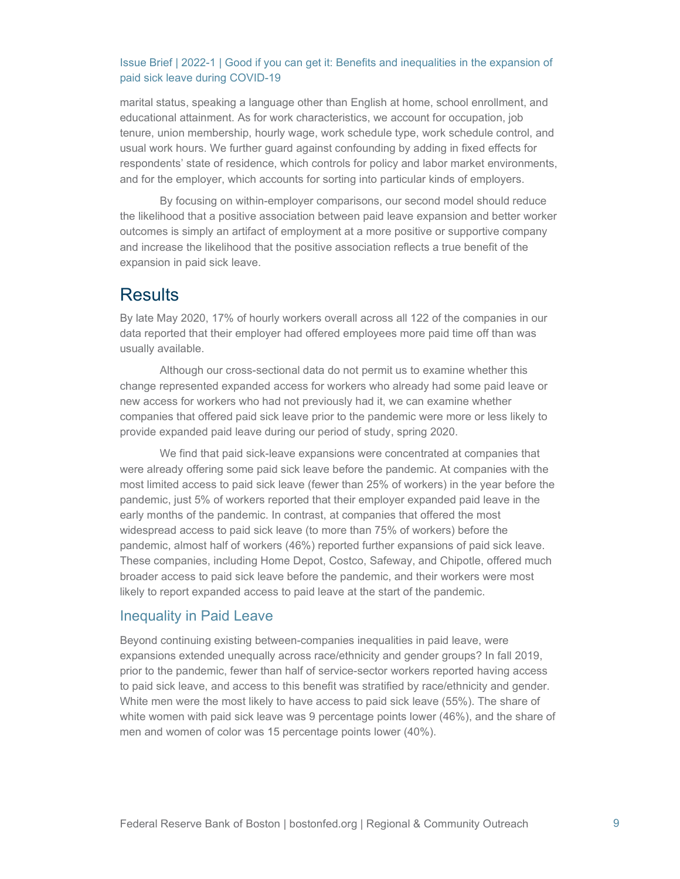marital status, speaking a language other than English at home, school enrollment, and educational attainment. As for work characteristics, we account for occupation, job tenure, union membership, hourly wage, work schedule type, work schedule control, and usual work hours. We further guard against confounding by adding in fixed effects for respondents' state of residence, which controls for policy and labor market environments, and for the employer, which accounts for sorting into particular kinds of employers.

By focusing on within-employer comparisons, our second model should reduce the likelihood that a positive association between paid leave expansion and better worker outcomes is simply an artifact of employment at a more positive or supportive company and increase the likelihood that the positive association reflects a true benefit of the expansion in paid sick leave.

# Results

By late May 2020, 17% of hourly workers overall across all 122 of the companies in our data reported that their employer had offered employees more paid time off than was usually available.

Although our cross-sectional data do not permit us to examine whether this change represented expanded access for workers who already had some paid leave or new access for workers who had not previously had it, we can examine whether companies that offered paid sick leave prior to the pandemic were more or less likely to provide expanded paid leave during our period of study, spring 2020.

We find that paid sick-leave expansions were concentrated at companies that were already offering some paid sick leave before the pandemic. At companies with the most limited access to paid sick leave (fewer than 25% of workers) in the year before the pandemic, just 5% of workers reported that their employer expanded paid leave in the early months of the pandemic. In contrast, at companies that offered the most widespread access to paid sick leave (to more than 75% of workers) before the pandemic, almost half of workers (46%) reported further expansions of paid sick leave. These companies, including Home Depot, Costco, Safeway, and Chipotle, offered much broader access to paid sick leave before the pandemic, and their workers were most likely to report expanded access to paid leave at the start of the pandemic.

## Inequality in Paid Leave

Beyond continuing existing between-companies inequalities in paid leave, were expansions extended unequally across race/ethnicity and gender groups? In fall 2019, prior to the pandemic, fewer than half of service-sector workers reported having access to paid sick leave, and access to this benefit was stratified by race/ethnicity and gender. White men were the most likely to have access to paid sick leave (55%). The share of white women with paid sick leave was 9 percentage points lower (46%), and the share of men and women of color was 15 percentage points lower (40%).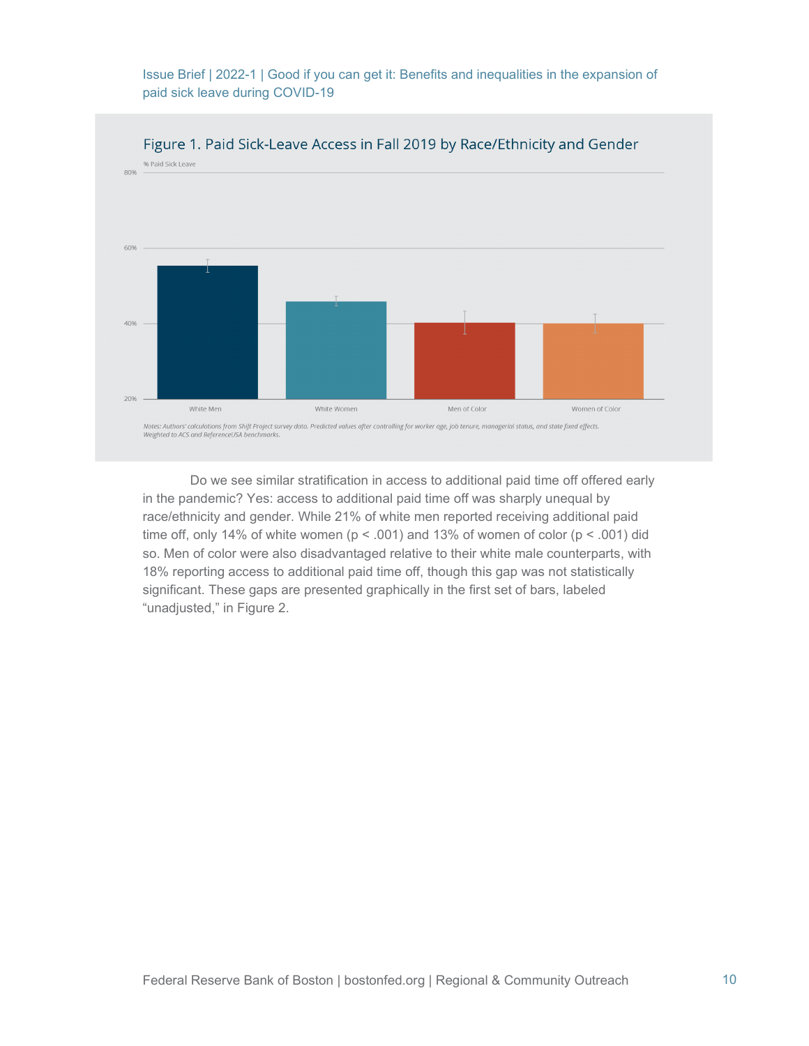Figure 1. Paid Sick-Leave Access in Fall 2019 by Race/Ethnicity and Gender

% Paid Sick Leave

80%

60%

40%

20%

White Men | White Women | Men of Color | Women of Color

*Notes: Authors' calculations from Shift Project survey data. Predicted values after controlling for worker age, job tenure, managerial status, and state fixed effects. Weighted to ACS and ReferenceUSA benchmarks.*

Do we see similar stratification in access to additional paid time off offered early in the pandemic? Yes: access to additional paid time off was sharply unequal by race/ethnicity and gender. While 21% of white men reported receiving additional paid time off, only 14% of white women ($p < .001$) and 13% of women of color ($p < .001$) did so. Men of color were also disadvantaged relative to their white male counterparts, with 18% reporting access to additional paid time off, though this gap was not statistically significant. These gaps are presented graphically in the first set of bars, labeled "unadjusted," in Figure 2.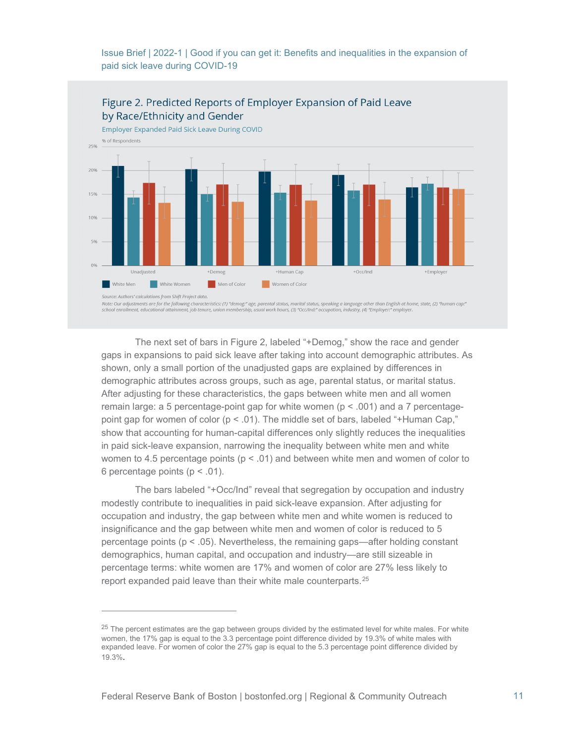## Figure 2. Predicted Reports of Employer Expansion of Paid Leave by Race/Ethnicity and Gender

Employer Expanded Paid Sick Leave During COVID

Source: Authors' calculations from Shift Project data.

Note: Our adjustments are for the following characteristics: (1) "demog:" age, parental status, marital status, speaking a language other than English at home, state, (2) "human cap:" school enrollment, educational attainment, job tenure, union membership, usual work hours, (3) "Occ/Ind:" occupation, industry, (4) "Employer:" employer.

The next set of bars in Figure 2, labeled "+Demog," show the race and gender gaps in expansions to paid sick leave after taking into account demographic attributes. As shown, only a small portion of the unadjusted gaps are explained by differences in demographic attributes across groups, such as age, parental status, or marital status. After adjusting for these characteristics, the gaps between white men and all women remain large: a 5 percentage-point gap for white women ($p < .001$) and a 7 percentage-point gap for women of color ($p < .01$). The middle set of bars, labeled "+Human Cap," show that accounting for human-capital differences only slightly reduces the inequalities in paid sick-leave expansion, narrowing the inequality between white men and white women to 4.5 percentage points ($p < .01$) and between white men and women of color to 6 percentage points ($p < .01$).

The bars labeled "+Occ/Ind" reveal that segregation by occupation and industry modestly contribute to inequalities in paid sick-leave expansion. After adjusting for occupation and industry, the gap between white men and white women is reduced to insignificance and the gap between white men and women of color is reduced to 5 percentage points ($p < .05$). Nevertheless, the remaining gaps—after holding constant demographics, human capital, and occupation and industry—are still sizeable in percentage terms: white women are 17% and women of color are 27% less likely to report expanded paid leave than their white male counterparts.[25]

[25] The percent estimates are the gap between groups divided by the estimated level for white males. For white women, the 17% gap is equal to the 3.3 percentage point difference divided by 19.3% of white males with expanded leave. For women of color the 27% gap is equal to the 5.3 percentage point difference divided by 19.3%.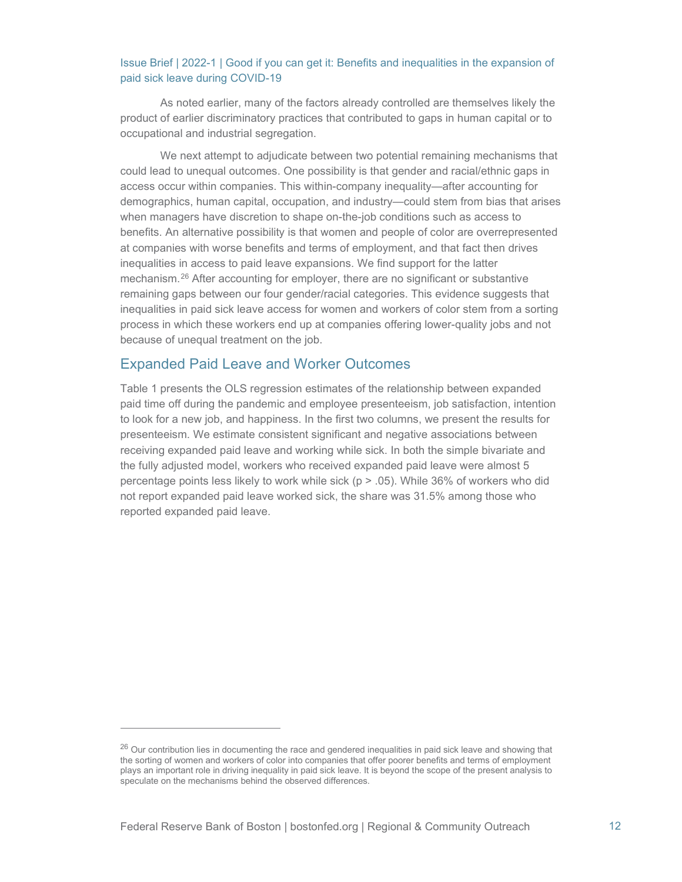As noted earlier, many of the factors already controlled are themselves likely the product of earlier discriminatory practices that contributed to gaps in human capital or to occupational and industrial segregation.

We next attempt to adjudicate between two potential remaining mechanisms that could lead to unequal outcomes. One possibility is that gender and racial/ethnic gaps in access occur within companies. This within-company inequality—after accounting for demographics, human capital, occupation, and industry—could stem from bias that arises when managers have discretion to shape on-the-job conditions such as access to benefits. An alternative possibility is that women and people of color are overrepresented at companies with worse benefits and terms of employment, and that fact then drives inequalities in access to paid leave expansions. We find support for the latter mechanism.[26] After accounting for employer, there are no significant or substantive remaining gaps between our four gender/racial categories. This evidence suggests that inequalities in paid sick leave access for women and workers of color stem from a sorting process in which these workers end up at companies offering lower-quality jobs and not because of unequal treatment on the job.

## Expanded Paid Leave and Worker Outcomes

Table 1 presents the OLS regression estimates of the relationship between expanded paid time off during the pandemic and employee presenteeism, job satisfaction, intention to look for a new job, and happiness. In the first two columns, we present the results for presenteeism. We estimate consistent significant and negative associations between receiving expanded paid leave and working while sick. In both the simple bivariate and the fully adjusted model, workers who received expanded paid leave were almost 5 percentage points less likely to work while sick ($p > .05$). While 36% of workers who did not report expanded paid leave worked sick, the share was 31.5% among those who reported expanded paid leave.

---

[26] Our contribution lies in documenting the race and gendered inequalities in paid sick leave and showing that the sorting of women and workers of color into companies that offer poorer benefits and terms of employment plays an important role in driving inequality in paid sick leave. It is beyond the scope of the present analysis to speculate on the mechanisms behind the observed differences.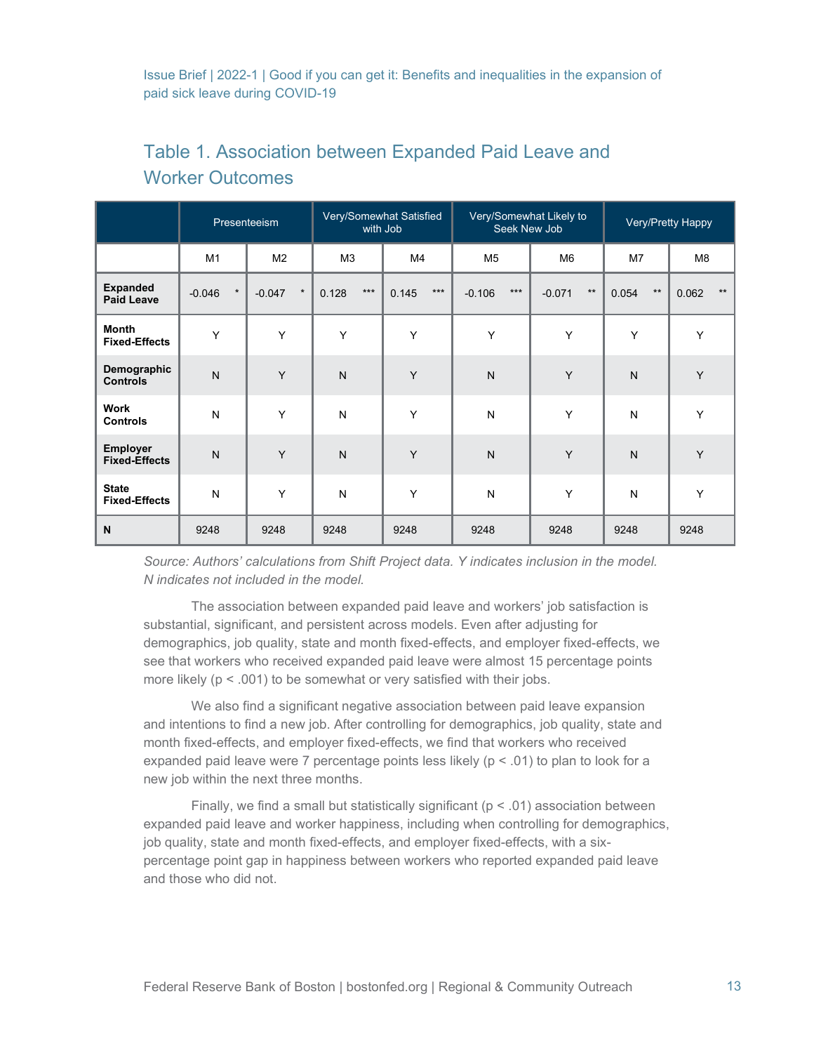## Table 1. Association between Expanded Paid Leave and Worker Outcomes

| | Presenteeism | | Very/Somewhat Satisfied with Job | | Very/Somewhat Likely to Seek New Job | | Very/Pretty Happy | |
|---|---|---|---|---|---|---|---|---|
| | M1 | M2 | M3 | M4 | M5 | M6 | M7 | M8 |
| **Expanded Paid Leave** | -0.046 * | -0.047 * | 0.128 *** | 0.145 *** | -0.106 *** | -0.071 ** | 0.054 ** | 0.062 ** |
| **Month Fixed-Effects** | Y | Y | Y | Y | Y | Y | Y | Y |
| **Demographic Controls** | N | Y | N | Y | N | Y | N | Y |
| **Work Controls** | N | Y | N | Y | N | Y | N | Y |
| **Employer Fixed-Effects** | N | Y | N | Y | N | Y | N | Y |
| **State Fixed-Effects** | N | Y | N | Y | N | Y | N | Y |
| **N** | 9248 | 9248 | 9248 | 9248 | 9248 | 9248 | 9248 | 9248 |

*Source: Authors' calculations from Shift Project data. Y indicates inclusion in the model. N indicates not included in the model.*

The association between expanded paid leave and workers' job satisfaction is substantial, significant, and persistent across models. Even after adjusting for demographics, job quality, state and month fixed-effects, and employer fixed-effects, we see that workers who received expanded paid leave were almost 15 percentage points more likely ($p < .001$) to be somewhat or very satisfied with their jobs.

We also find a significant negative association between paid leave expansion and intentions to find a new job. After controlling for demographics, job quality, state and month fixed-effects, and employer fixed-effects, we find that workers who received expanded paid leave were 7 percentage points less likely ($p < .01$) to plan to look for a new job within the next three months.

Finally, we find a small but statistically significant ($p < .01$) association between expanded paid leave and worker happiness, including when controlling for demographics, job quality, state and month fixed-effects, and employer fixed-effects, with a six-percentage point gap in happiness between workers who reported expanded paid leave and those who did not.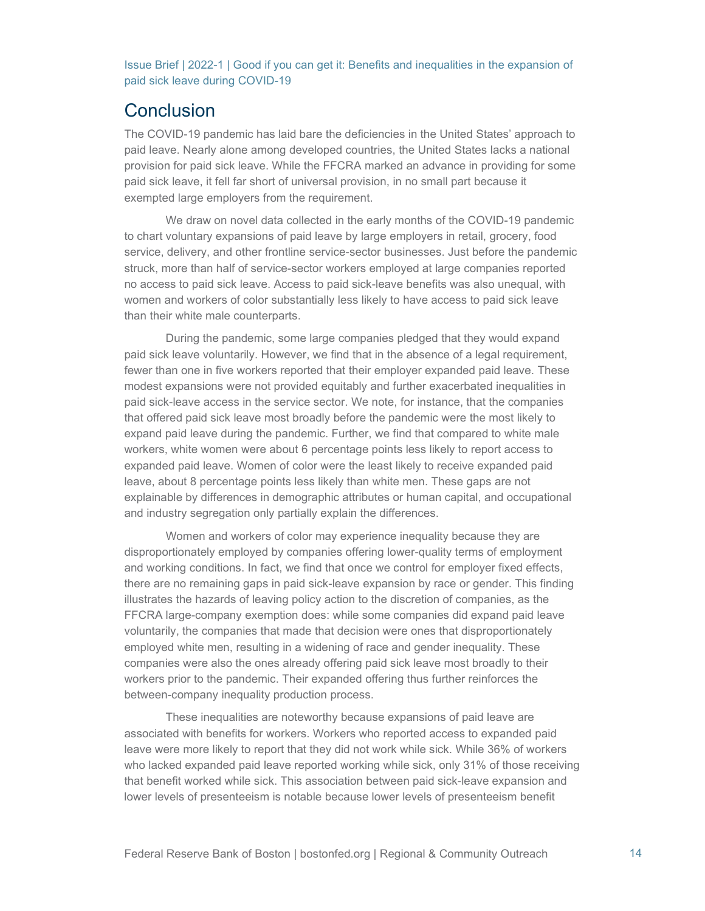## Conclusion

The COVID-19 pandemic has laid bare the deficiencies in the United States' approach to paid leave. Nearly alone among developed countries, the United States lacks a national provision for paid sick leave. While the FFCRA marked an advance in providing for some paid sick leave, it fell far short of universal provision, in no small part because it exempted large employers from the requirement.

We draw on novel data collected in the early months of the COVID-19 pandemic to chart voluntary expansions of paid leave by large employers in retail, grocery, food service, delivery, and other frontline service-sector businesses. Just before the pandemic struck, more than half of service-sector workers employed at large companies reported no access to paid sick leave. Access to paid sick-leave benefits was also unequal, with women and workers of color substantially less likely to have access to paid sick leave than their white male counterparts.

During the pandemic, some large companies pledged that they would expand paid sick leave voluntarily. However, we find that in the absence of a legal requirement, fewer than one in five workers reported that their employer expanded paid leave. These modest expansions were not provided equitably and further exacerbated inequalities in paid sick-leave access in the service sector. We note, for instance, that the companies that offered paid sick leave most broadly before the pandemic were the most likely to expand paid leave during the pandemic. Further, we find that compared to white male workers, white women were about 6 percentage points less likely to report access to expanded paid leave. Women of color were the least likely to receive expanded paid leave, about 8 percentage points less likely than white men. These gaps are not explainable by differences in demographic attributes or human capital, and occupational and industry segregation only partially explain the differences.

Women and workers of color may experience inequality because they are disproportionately employed by companies offering lower-quality terms of employment and working conditions. In fact, we find that once we control for employer fixed effects, there are no remaining gaps in paid sick-leave expansion by race or gender. This finding illustrates the hazards of leaving policy action to the discretion of companies, as the FFCRA large-company exemption does: while some companies did expand paid leave voluntarily, the companies that made that decision were ones that disproportionately employed white men, resulting in a widening of race and gender inequality. These companies were also the ones already offering paid sick leave most broadly to their workers prior to the pandemic. Their expanded offering thus further reinforces the between-company inequality production process.

These inequalities are noteworthy because expansions of paid leave are associated with benefits for workers. Workers who reported access to expanded paid leave were more likely to report that they did not work while sick. While 36% of workers who lacked expanded paid leave reported working while sick, only 31% of those receiving that benefit worked while sick. This association between paid sick-leave expansion and lower levels of presenteeism is notable because lower levels of presenteeism benefit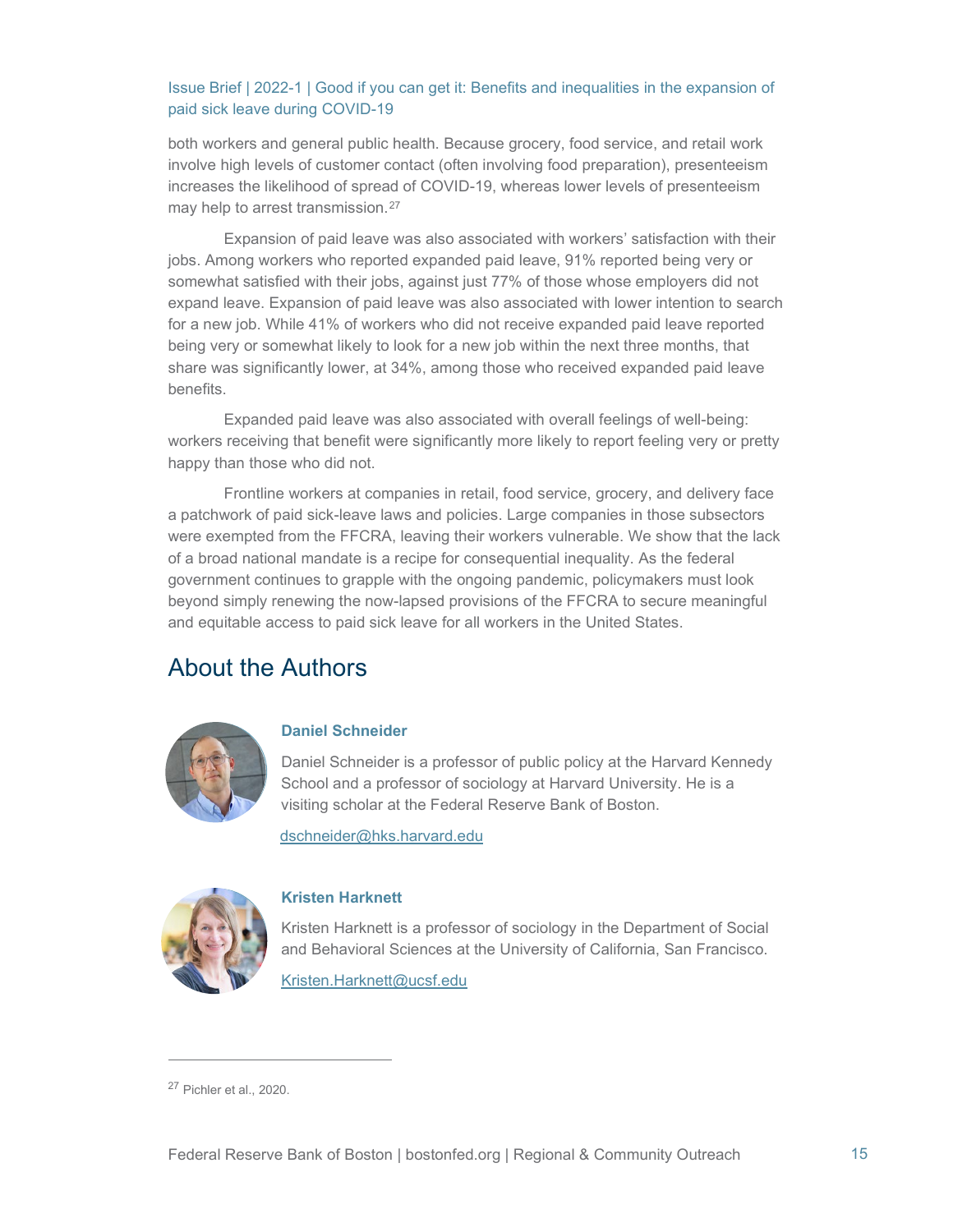both workers and general public health. Because grocery, food service, and retail work involve high levels of customer contact (often involving food preparation), presenteeism increases the likelihood of spread of COVID-19, whereas lower levels of presenteeism may help to arrest transmission.[27]

Expansion of paid leave was also associated with workers' satisfaction with their jobs. Among workers who reported expanded paid leave, 91% reported being very or somewhat satisfied with their jobs, against just 77% of those whose employers did not expand leave. Expansion of paid leave was also associated with lower intention to search for a new job. While 41% of workers who did not receive expanded paid leave reported being very or somewhat likely to look for a new job within the next three months, that share was significantly lower, at 34%, among those who received expanded paid leave benefits.

Expanded paid leave was also associated with overall feelings of well-being: workers receiving that benefit were significantly more likely to report feeling very or pretty happy than those who did not.

Frontline workers at companies in retail, food service, grocery, and delivery face a patchwork of paid sick-leave laws and policies. Large companies in those subsectors were exempted from the FFCRA, leaving their workers vulnerable. We show that the lack of a broad national mandate is a recipe for consequential inequality. As the federal government continues to grapple with the ongoing pandemic, policymakers must look beyond simply renewing the now-lapsed provisions of the FFCRA to secure meaningful and equitable access to paid sick leave for all workers in the United States.

## About the Authors

### Daniel Schneider

Daniel Schneider is a professor of public policy at the Harvard Kennedy School and a professor of sociology at Harvard University. He is a visiting scholar at the Federal Reserve Bank of Boston.

dschneider@hks.harvard.edu

### Kristen Harknett

Kristen Harknett is a professor of sociology in the Department of Social and Behavioral Sciences at the University of California, San Francisco.

Kristen.Harknett@ucsf.edu

---

[27] Pichler et al., 2020.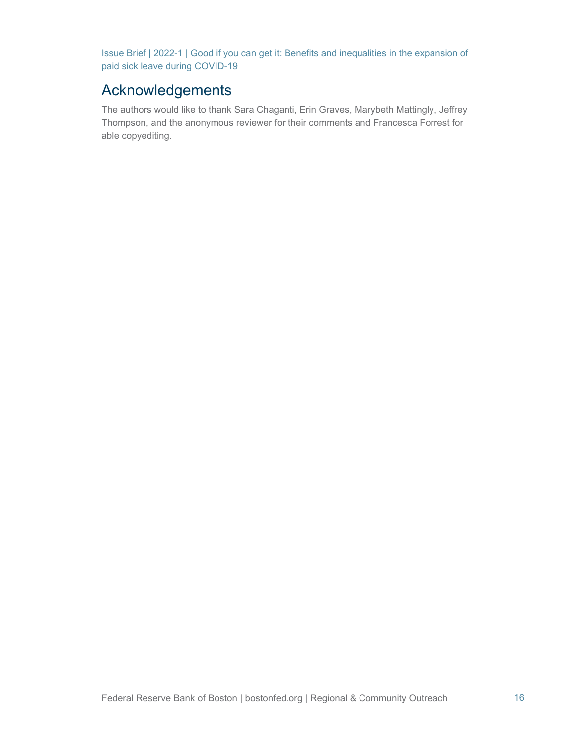## Acknowledgements

The authors would like to thank Sara Chaganti, Erin Graves, Marybeth Mattingly, Jeffrey Thompson, and the anonymous reviewer for their comments and Francesca Forrest for able copyediting.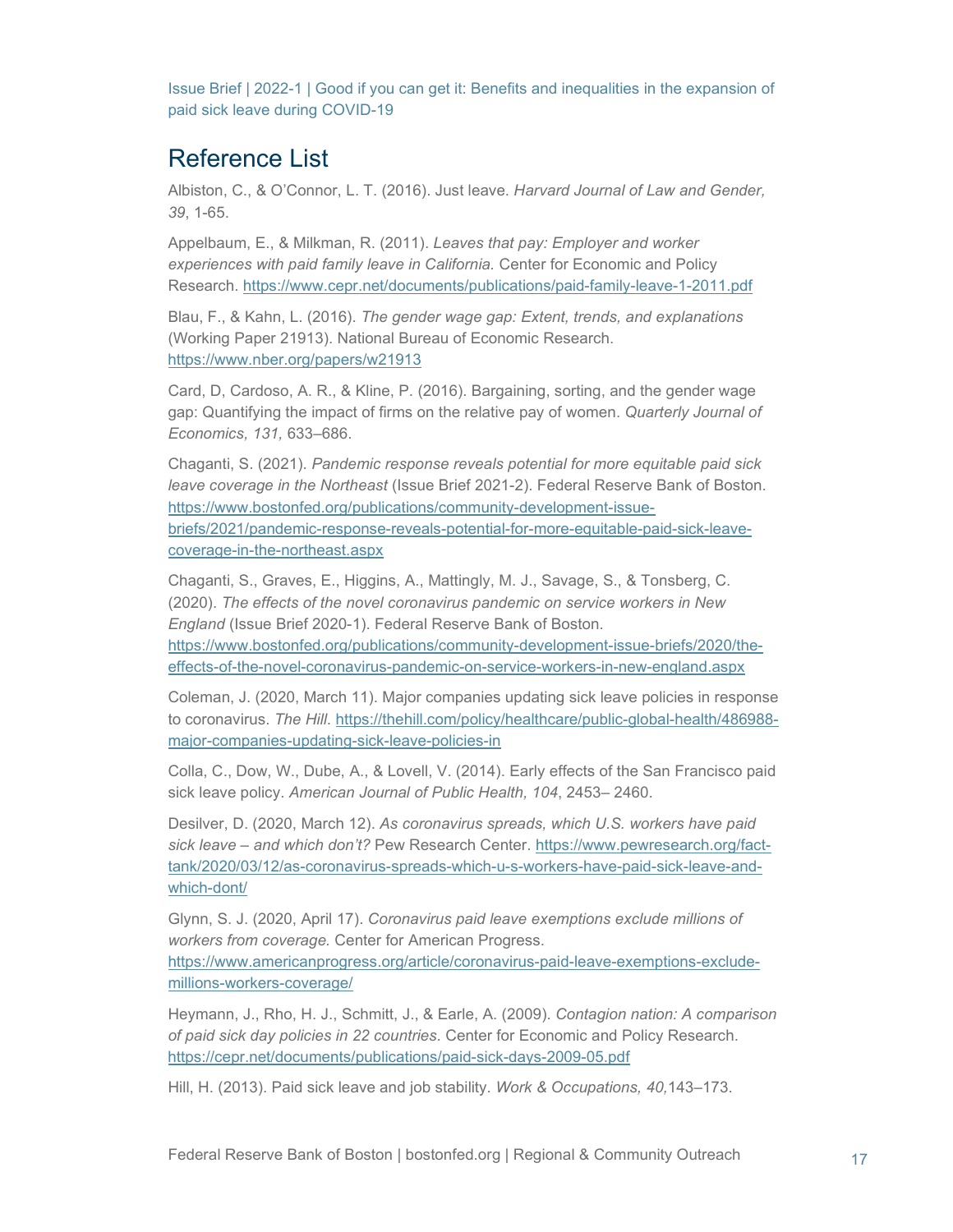## Reference List

Albiston, C., & O'Connor, L. T. (2016). Just leave. *Harvard Journal of Law and Gender, 39*, 1-65.

Appelbaum, E., & Milkman, R. (2011). *Leaves that pay: Employer and worker experiences with paid family leave in California.* Center for Economic and Policy Research. https://www.cepr.net/documents/publications/paid-family-leave-1-2011.pdf

Blau, F., & Kahn, L. (2016). *The gender wage gap: Extent, trends, and explanations* (Working Paper 21913). National Bureau of Economic Research. https://www.nber.org/papers/w21913

Card, D, Cardoso, A. R., & Kline, P. (2016). Bargaining, sorting, and the gender wage gap: Quantifying the impact of firms on the relative pay of women. *Quarterly Journal of Economics, 131,* 633–686.

Chaganti, S. (2021). *Pandemic response reveals potential for more equitable paid sick leave coverage in the Northeast* (Issue Brief 2021-2). Federal Reserve Bank of Boston. https://www.bostonfed.org/publications/community-development-issue-briefs/2021/pandemic-response-reveals-potential-for-more-equitable-paid-sick-leave-coverage-in-the-northeast.aspx

Chaganti, S., Graves, E., Higgins, A., Mattingly, M. J., Savage, S., & Tonsberg, C. (2020). *The effects of the novel coronavirus pandemic on service workers in New England* (Issue Brief 2020-1). Federal Reserve Bank of Boston. https://www.bostonfed.org/publications/community-development-issue-briefs/2020/the-effects-of-the-novel-coronavirus-pandemic-on-service-workers-in-new-england.aspx

Coleman, J. (2020, March 11). Major companies updating sick leave policies in response to coronavirus. *The Hill*. https://thehill.com/policy/healthcare/public-global-health/486988-major-companies-updating-sick-leave-policies-in

Colla, C., Dow, W., Dube, A., & Lovell, V. (2014). Early effects of the San Francisco paid sick leave policy. *American Journal of Public Health, 104*, 2453– 2460.

Desilver, D. (2020, March 12). *As coronavirus spreads, which U.S. workers have paid sick leave – and which don't?* Pew Research Center. https://www.pewresearch.org/fact-tank/2020/03/12/as-coronavirus-spreads-which-u-s-workers-have-paid-sick-leave-and-which-dont/

Glynn, S. J. (2020, April 17). *Coronavirus paid leave exemptions exclude millions of workers from coverage.* Center for American Progress. https://www.americanprogress.org/article/coronavirus-paid-leave-exemptions-exclude-millions-workers-coverage/

Heymann, J., Rho, H. J., Schmitt, J., & Earle, A. (2009). *Contagion nation: A comparison of paid sick day policies in 22 countries*. Center for Economic and Policy Research. https://cepr.net/documents/publications/paid-sick-days-2009-05.pdf

Hill, H. (2013). Paid sick leave and job stability. *Work & Occupations, 40,*143–173.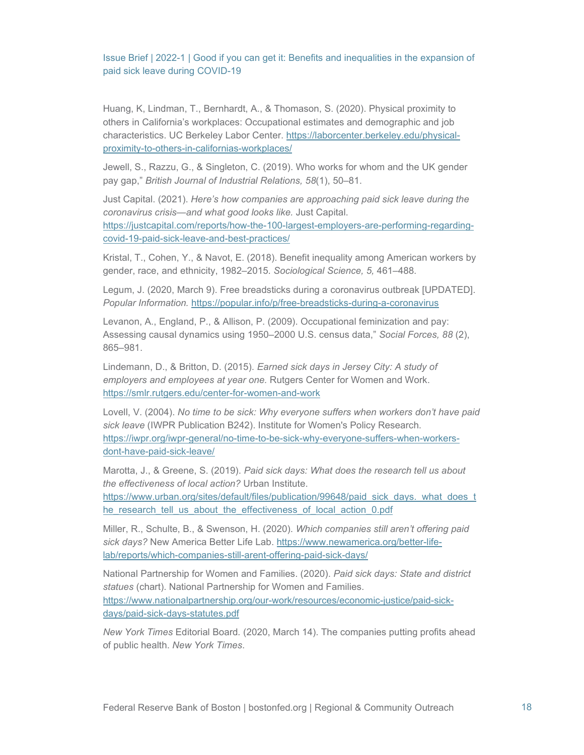Huang, K, Lindman, T., Bernhardt, A., & Thomason, S. (2020). Physical proximity to others in California's workplaces: Occupational estimates and demographic and job characteristics. UC Berkeley Labor Center. https://laborcenter.berkeley.edu/physical-proximity-to-others-in-californias-workplaces/

Jewell, S., Razzu, G., & Singleton, C. (2019). Who works for whom and the UK gender pay gap," *British Journal of Industrial Relations, 58*(1), 50–81.

Just Capital. (2021). *Here's how companies are approaching paid sick leave during the coronavirus crisis—and what good looks like.* Just Capital. https://justcapital.com/reports/how-the-100-largest-employers-are-performing-regarding-covid-19-paid-sick-leave-and-best-practices/

Kristal, T., Cohen, Y., & Navot, E. (2018). Benefit inequality among American workers by gender, race, and ethnicity, 1982–2015. *Sociological Science, 5,* 461–488.

Legum, J. (2020, March 9). Free breadsticks during a coronavirus outbreak [UPDATED]. *Popular Information.* https://popular.info/p/free-breadsticks-during-a-coronavirus

Levanon, A., England, P., & Allison, P. (2009). Occupational feminization and pay: Assessing causal dynamics using 1950–2000 U.S. census data," *Social Forces, 88* (2), 865–981.

Lindemann, D., & Britton, D. (2015). *Earned sick days in Jersey City: A study of employers and employees at year one.* Rutgers Center for Women and Work. https://smlr.rutgers.edu/center-for-women-and-work

Lovell, V. (2004). *No time to be sick: Why everyone suffers when workers don't have paid sick leave* (IWPR Publication B242). Institute for Women's Policy Research. https://iwpr.org/iwpr-general/no-time-to-be-sick-why-everyone-suffers-when-workers-dont-have-paid-sick-leave/

Marotta, J., & Greene, S. (2019). *Paid sick days: What does the research tell us about the effectiveness of local action?* Urban Institute. https://www.urban.org/sites/default/files/publication/99648/paid_sick_days._what_does_the_research_tell_us_about_the_effectiveness_of_local_action_0.pdf

Miller, R., Schulte, B., & Swenson, H. (2020). *Which companies still aren't offering paid sick days?* New America Better Life Lab. https://www.newamerica.org/better-life-lab/reports/which-companies-still-arent-offering-paid-sick-days/

National Partnership for Women and Families. (2020). *Paid sick days: State and district statues* (chart). National Partnership for Women and Families. https://www.nationalpartnership.org/our-work/resources/economic-justice/paid-sick-days/paid-sick-days-statutes.pdf

*New York Times* Editorial Board. (2020, March 14). The companies putting profits ahead of public health. *New York Times*.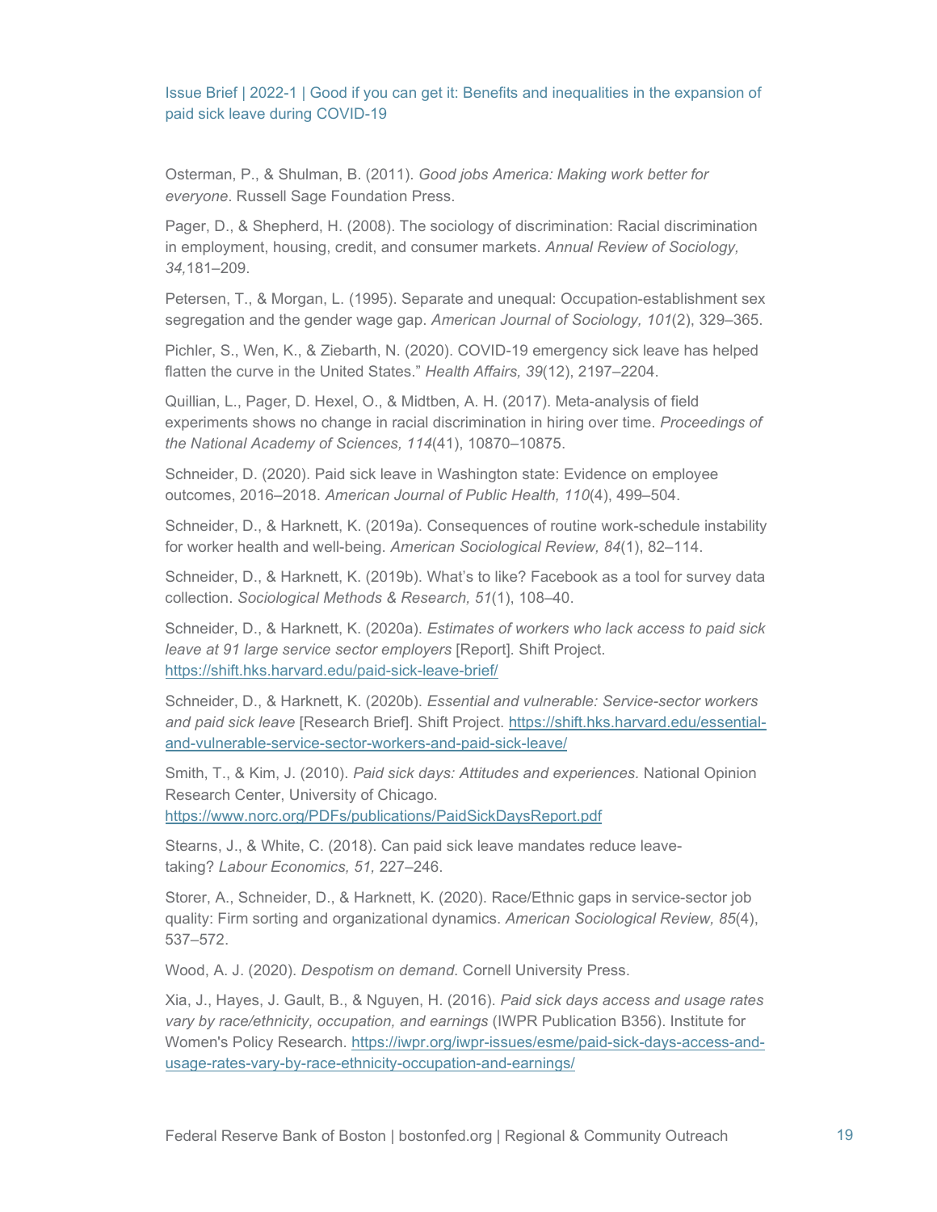Osterman, P., & Shulman, B. (2011). *Good jobs America: Making work better for everyone*. Russell Sage Foundation Press.

Pager, D., & Shepherd, H. (2008). The sociology of discrimination: Racial discrimination in employment, housing, credit, and consumer markets. *Annual Review of Sociology, 34,*181–209.

Petersen, T., & Morgan, L. (1995). Separate and unequal: Occupation-establishment sex segregation and the gender wage gap. *American Journal of Sociology, 101*(2), 329–365.

Pichler, S., Wen, K., & Ziebarth, N. (2020). COVID-19 emergency sick leave has helped flatten the curve in the United States." *Health Affairs, 39*(12), 2197–2204.

Quillian, L., Pager, D. Hexel, O., & Midtben, A. H. (2017). Meta-analysis of field experiments shows no change in racial discrimination in hiring over time. *Proceedings of the National Academy of Sciences, 114*(41), 10870–10875.

Schneider, D. (2020). Paid sick leave in Washington state: Evidence on employee outcomes, 2016–2018. *American Journal of Public Health, 110*(4), 499–504.

Schneider, D., & Harknett, K. (2019a). Consequences of routine work-schedule instability for worker health and well-being. *American Sociological Review, 84*(1), 82–114.

Schneider, D., & Harknett, K. (2019b). What's to like? Facebook as a tool for survey data collection. *Sociological Methods & Research, 51*(1), 108–40.

Schneider, D., & Harknett, K. (2020a). *Estimates of workers who lack access to paid sick leave at 91 large service sector employers* [Report]. Shift Project. https://shift.hks.harvard.edu/paid-sick-leave-brief/

Schneider, D., & Harknett, K. (2020b). *Essential and vulnerable: Service-sector workers and paid sick leave* [Research Brief]. Shift Project. https://shift.hks.harvard.edu/essential-and-vulnerable-service-sector-workers-and-paid-sick-leave/

Smith, T., & Kim, J. (2010). *Paid sick days: Attitudes and experiences*. National Opinion Research Center, University of Chicago. https://www.norc.org/PDFs/publications/PaidSickDaysReport.pdf

Stearns, J., & White, C. (2018). Can paid sick leave mandates reduce leave-taking? *Labour Economics, 51*, 227–246.

Storer, A., Schneider, D., & Harknett, K. (2020). Race/Ethnic gaps in service-sector job quality: Firm sorting and organizational dynamics. *American Sociological Review, 85*(4), 537–572.

Wood, A. J. (2020). *Despotism on demand*. Cornell University Press.

Xia, J., Hayes, J. Gault, B., & Nguyen, H. (2016). *Paid sick days access and usage rates vary by race/ethnicity, occupation, and earnings* (IWPR Publication B356). Institute for Women's Policy Research. https://iwpr.org/iwpr-issues/esme/paid-sick-days-access-and-usage-rates-vary-by-race-ethnicity-occupation-and-earnings/